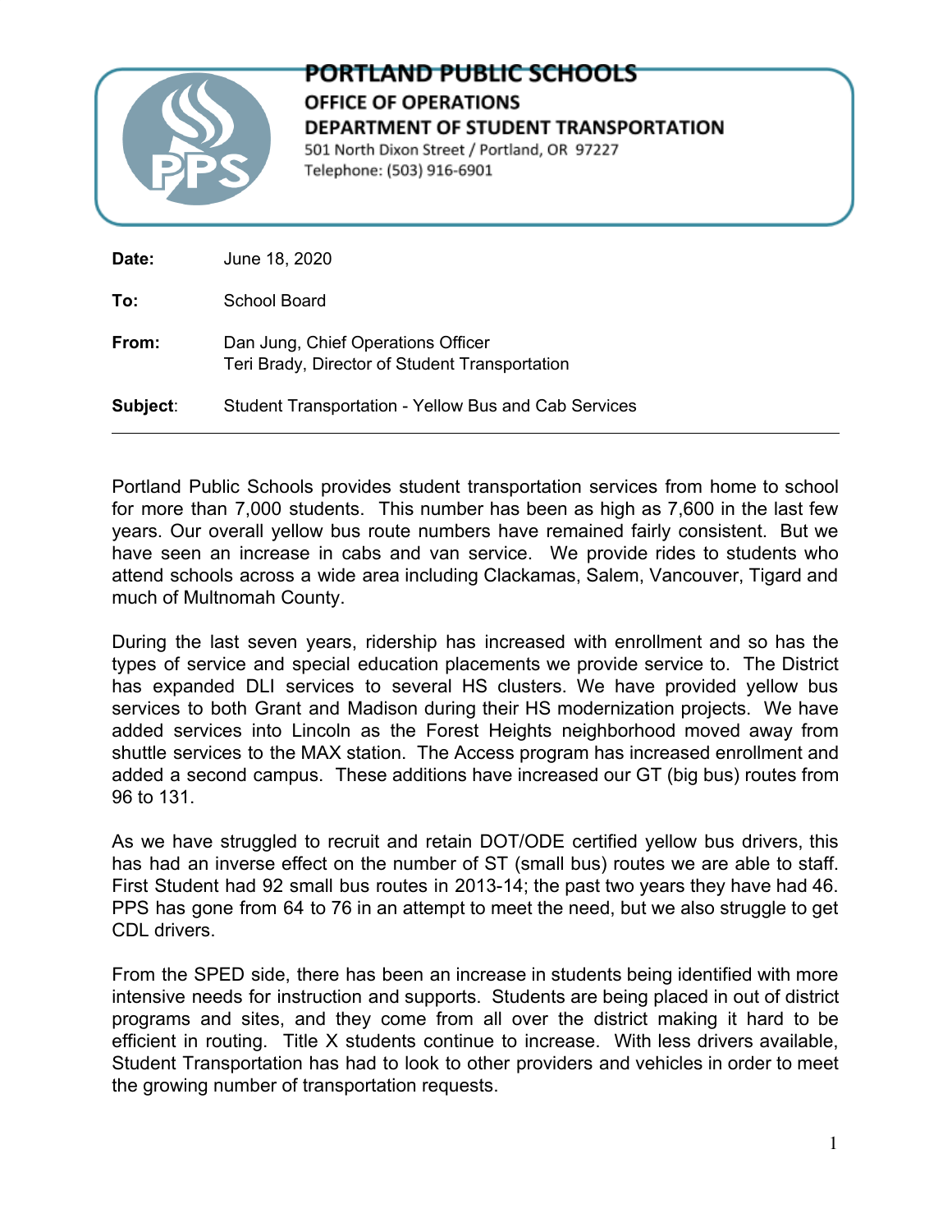# PORTLAND PUBLIC SCHOOLS

**OFFICE OF OPERATIONS**

**DEPARTMENT OF STUDENT TRANSPORTATION**

501 North Dixon Street / Portland, OR 97227

Telephone: (503) 916-6901

**Date:** June 18, 2020

**To:** School Board

**From:** Dan Jung, Chief Operations Officer
Teri Brady, Director of Student Transportation

**Subject**: Student Transportation - Yellow Bus and Cab Services

---

Portland Public Schools provides student transportation services from home to school for more than 7,000 students. This number has been as high as 7,600 in the last few years. Our overall yellow bus route numbers have remained fairly consistent. But we have seen an increase in cabs and van service. We provide rides to students who attend schools across a wide area including Clackamas, Salem, Vancouver, Tigard and much of Multnomah County.

During the last seven years, ridership has increased with enrollment and so has the types of service and special education placements we provide service to. The District has expanded DLI services to several HS clusters. We have provided yellow bus services to both Grant and Madison during their HS modernization projects. We have added services into Lincoln as the Forest Heights neighborhood moved away from shuttle services to the MAX station. The Access program has increased enrollment and added a second campus. These additions have increased our GT (big bus) routes from 96 to 131.

As we have struggled to recruit and retain DOT/ODE certified yellow bus drivers, this has had an inverse effect on the number of ST (small bus) routes we are able to staff. First Student had 92 small bus routes in 2013-14; the past two years they have had 46. PPS has gone from 64 to 76 in an attempt to meet the need, but we also struggle to get CDL drivers.

From the SPED side, there has been an increase in students being identified with more intensive needs for instruction and supports. Students are being placed in out of district programs and sites, and they come from all over the district making it hard to be efficient in routing. Title X students continue to increase. With less drivers available, Student Transportation has had to look to other providers and vehicles in order to meet the growing number of transportation requests.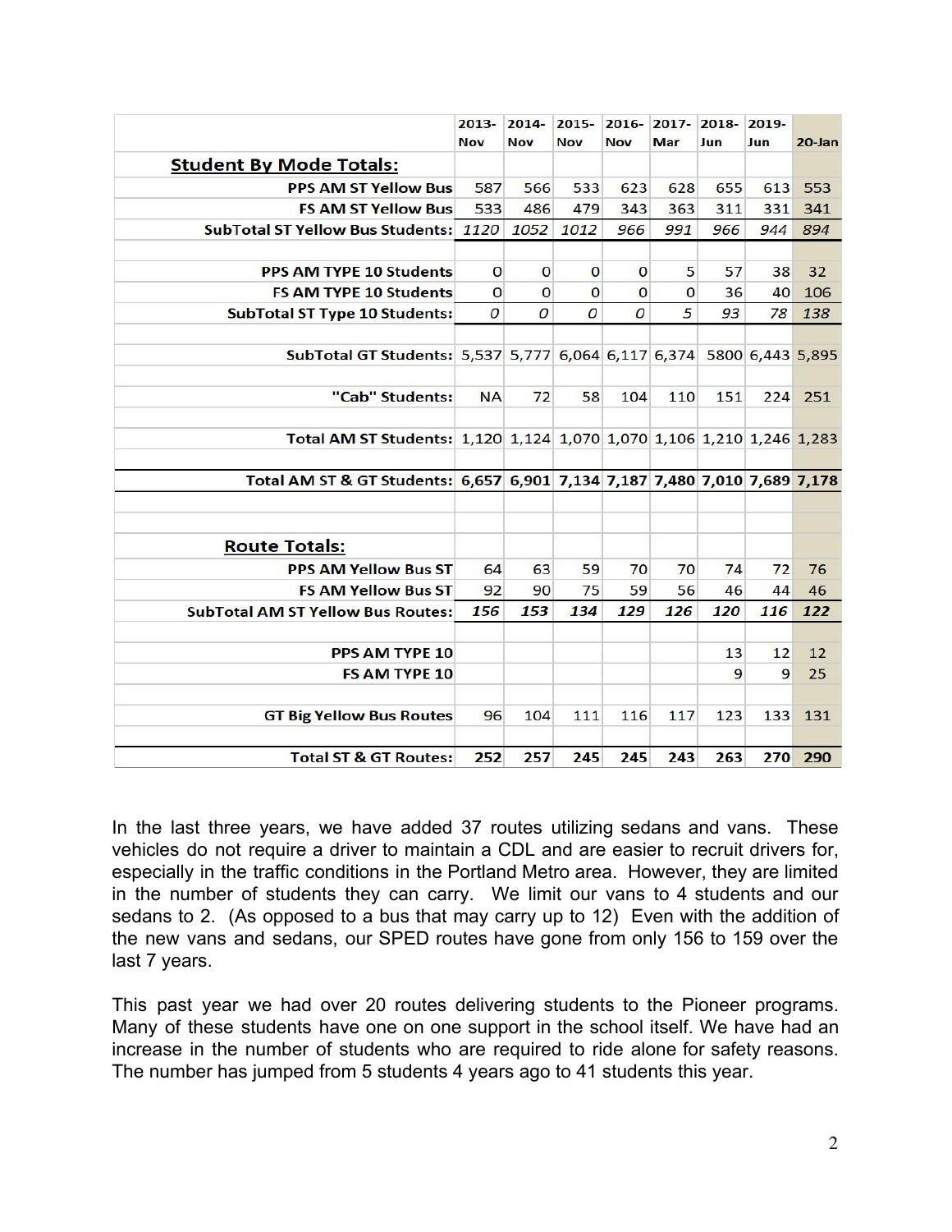| | 2013-Nov | 2014-Nov | 2015-Nov | 2016-Nov | 2017-Mar | 2018-Jun | 2019-Jun | 20-Jan |
|---|---|---|---|---|---|---|---|---|
| **Student By Mode Totals:** | | | | | | | | |
| **PPS AM ST Yellow Bus** | 587 | 566 | 533 | 623 | 628 | 655 | 613 | 553 |
| **FS AM ST Yellow Bus** | 533 | 486 | 479 | 343 | 363 | 311 | 331 | 341 |
| **SubTotal ST Yellow Bus Students:** | *1120* | *1052* | *1012* | *966* | *991* | *966* | *944* | *894* |
| | | | | | | | | |
| **PPS AM TYPE 10 Students** | 0 | 0 | 0 | 0 | 5 | 57 | 38 | 32 |
| **FS AM TYPE 10 Students** | 0 | 0 | 0 | 0 | 0 | 36 | 40 | 106 |
| **SubTotal ST Type 10 Students:** | *0* | *0* | *0* | *0* | *5* | *93* | *78* | *138* |
| | | | | | | | | |
| **SubTotal GT Students:** | 5,537 | 5,777 | 6,064 | 6,117 | 6,374 | 5800 | 6,443 | 5,895 |
| | | | | | | | | |
| **"Cab" Students:** | NA | 72 | 58 | 104 | 110 | 151 | 224 | 251 |
| | | | | | | | | |
| **Total AM ST Students:** | 1,120 | 1,124 | 1,070 | 1,070 | 1,106 | 1,210 | 1,246 | 1,283 |
| | | | | | | | | |
| **Total AM ST & GT Students:** | **6,657** | **6,901** | **7,134** | **7,187** | **7,480** | **7,010** | **7,689** | **7,178** |
| | | | | | | | | |
| | | | | | | | | |
| **Route Totals:** | | | | | | | | |
| **PPS AM Yellow Bus ST** | 64 | 63 | 59 | 70 | 70 | 74 | 72 | 76 |
| **FS AM Yellow Bus ST** | 92 | 90 | 75 | 59 | 56 | 46 | 44 | 46 |
| **SubTotal AM ST Yellow Bus Routes:** | ***156*** | ***153*** | ***134*** | ***129*** | ***126*** | ***120*** | ***116*** | ***122*** |
| | | | | | | | | |
| **PPS AM TYPE 10** | | | | | | 13 | 12 | 12 |
| **FS AM TYPE 10** | | | | | | 9 | 9 | 25 |
| | | | | | | | | |
| **GT Big Yellow Bus Routes** | 96 | 104 | 111 | 116 | 117 | 123 | 133 | 131 |
| | | | | | | | | |
| **Total ST & GT Routes:** | **252** | **257** | **245** | **245** | **243** | **263** | **270** | **290** |

In the last three years, we have added 37 routes utilizing sedans and vans. These vehicles do not require a driver to maintain a CDL and are easier to recruit drivers for, especially in the traffic conditions in the Portland Metro area. However, they are limited in the number of students they can carry. We limit our vans to 4 students and our sedans to 2. (As opposed to a bus that may carry up to 12) Even with the addition of the new vans and sedans, our SPED routes have gone from only 156 to 159 over the last 7 years.

This past year we had over 20 routes delivering students to the Pioneer programs. Many of these students have one on one support in the school itself. We have had an increase in the number of students who are required to ride alone for safety reasons. The number has jumped from 5 students 4 years ago to 41 students this year.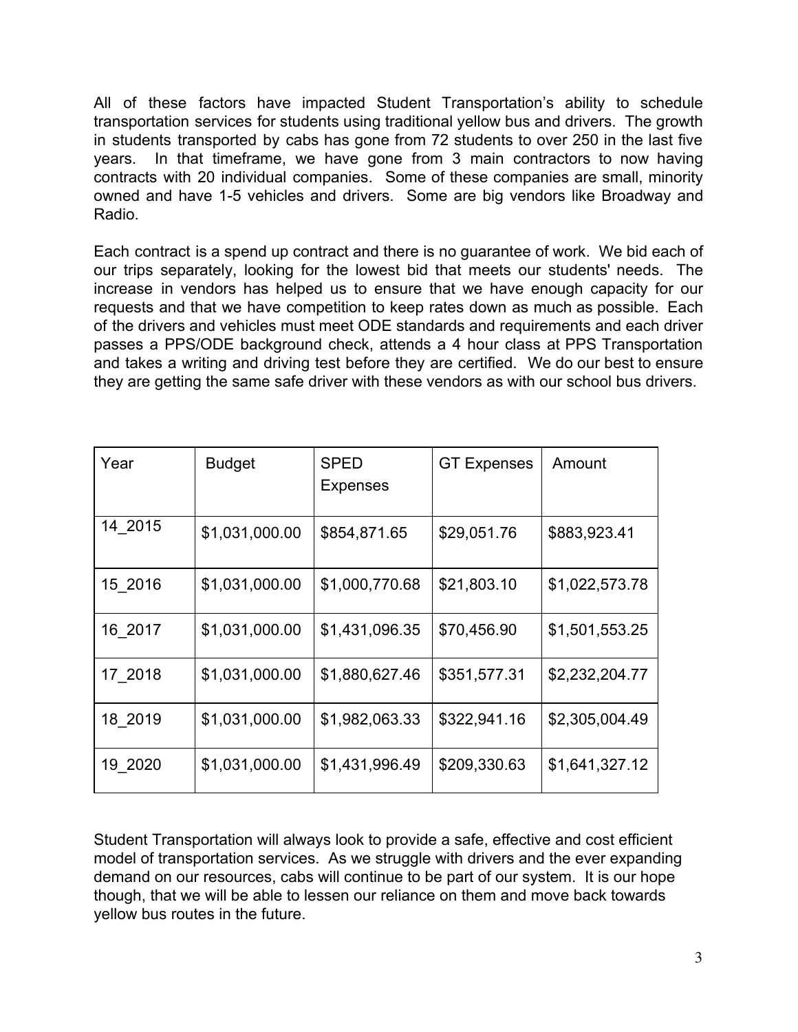All of these factors have impacted Student Transportation's ability to schedule transportation services for students using traditional yellow bus and drivers. The growth in students transported by cabs has gone from 72 students to over 250 in the last five years. In that timeframe, we have gone from 3 main contractors to now having contracts with 20 individual companies. Some of these companies are small, minority owned and have 1-5 vehicles and drivers. Some are big vendors like Broadway and Radio.

Each contract is a spend up contract and there is no guarantee of work. We bid each of our trips separately, looking for the lowest bid that meets our students' needs. The increase in vendors has helped us to ensure that we have enough capacity for our requests and that we have competition to keep rates down as much as possible. Each of the drivers and vehicles must meet ODE standards and requirements and each driver passes a PPS/ODE background check, attends a 4 hour class at PPS Transportation and takes a writing and driving test before they are certified. We do our best to ensure they are getting the same safe driver with these vendors as with our school bus drivers.

| Year | Budget | SPED Expenses | GT Expenses | Amount |
|---|---|---|---|---|
| 14_2015 | $1,031,000.00 | $854,871.65 | $29,051.76 | $883,923.41 |
| 15_2016 | $1,031,000.00 | $1,000,770.68 | $21,803.10 | $1,022,573.78 |
| 16_2017 | $1,031,000.00 | $1,431,096.35 | $70,456.90 | $1,501,553.25 |
| 17_2018 | $1,031,000.00 | $1,880,627.46 | $351,577.31 | $2,232,204.77 |
| 18_2019 | $1,031,000.00 | $1,982,063.33 | $322,941.16 | $2,305,004.49 |
| 19_2020 | $1,031,000.00 | $1,431,996.49 | $209,330.63 | $1,641,327.12 |

Student Transportation will always look to provide a safe, effective and cost efficient model of transportation services. As we struggle with drivers and the ever expanding demand on our resources, cabs will continue to be part of our system. It is our hope though, that we will be able to lessen our reliance on them and move back towards yellow bus routes in the future.